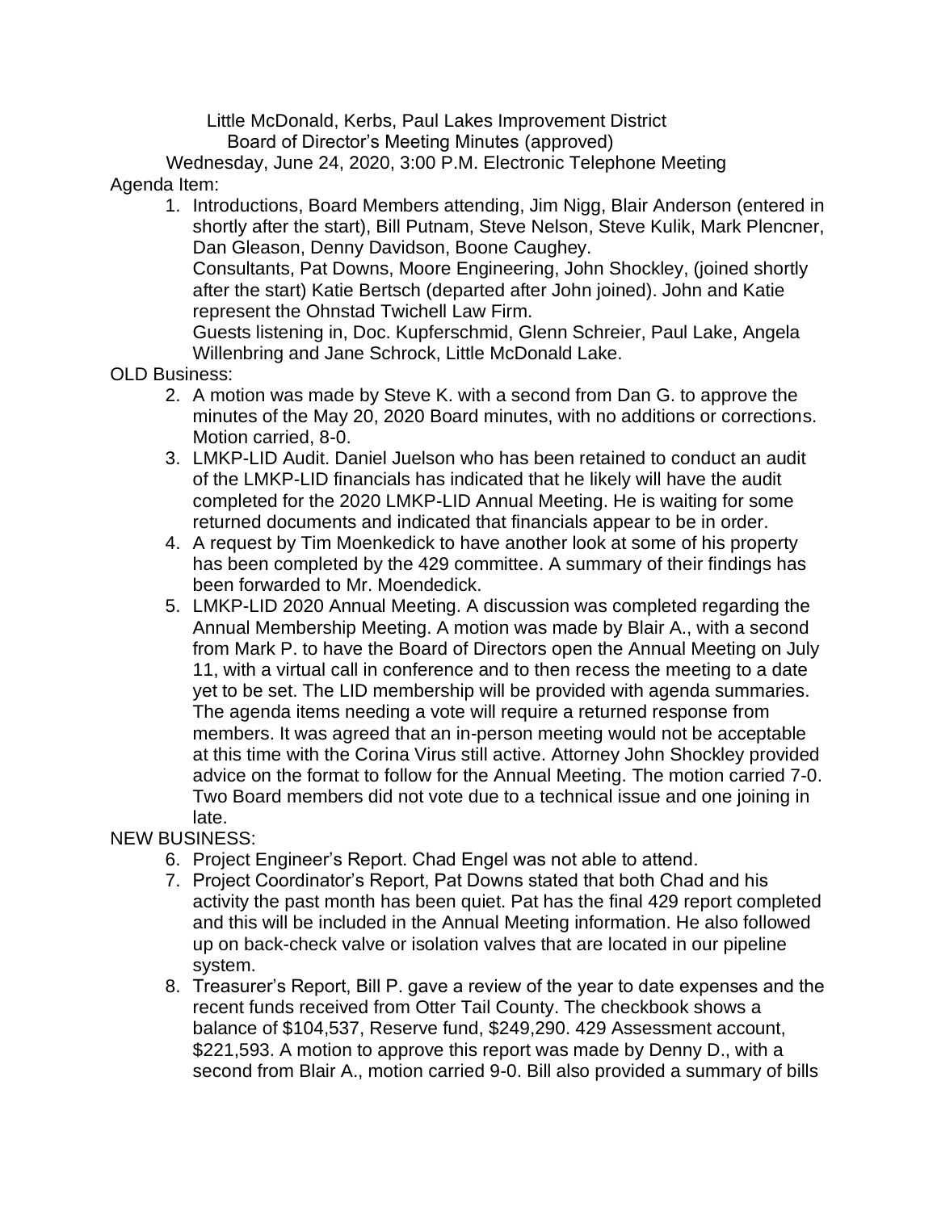Little McDonald, Kerbs, Paul Lakes Improvement District
Board of Director's Meeting Minutes (approved)
Wednesday, June 24, 2020, 3:00 P.M. Electronic Telephone Meeting

Agenda Item:

1. Introductions, Board Members attending, Jim Nigg, Blair Anderson (entered in shortly after the start), Bill Putnam, Steve Nelson, Steve Kulik, Mark Plencner, Dan Gleason, Denny Davidson, Boone Caughey.
   Consultants, Pat Downs, Moore Engineering, John Shockley, (joined shortly after the start) Katie Bertsch (departed after John joined). John and Katie represent the Ohnstad Twichell Law Firm.
   Guests listening in, Doc. Kupferschmid, Glenn Schreier, Paul Lake, Angela Willenbring and Jane Schrock, Little McDonald Lake.

OLD Business:

2. A motion was made by Steve K. with a second from Dan G. to approve the minutes of the May 20, 2020 Board minutes, with no additions or corrections. Motion carried, 8-0.
3. LMKP-LID Audit. Daniel Juelson who has been retained to conduct an audit of the LMKP-LID financials has indicated that he likely will have the audit completed for the 2020 LMKP-LID Annual Meeting. He is waiting for some returned documents and indicated that financials appear to be in order.
4. A request by Tim Moenkedick to have another look at some of his property has been completed by the 429 committee. A summary of their findings has been forwarded to Mr. Moendedick.
5. LMKP-LID 2020 Annual Meeting. A discussion was completed regarding the Annual Membership Meeting. A motion was made by Blair A., with a second from Mark P. to have the Board of Directors open the Annual Meeting on July 11, with a virtual call in conference and to then recess the meeting to a date yet to be set. The LID membership will be provided with agenda summaries. The agenda items needing a vote will require a returned response from members. It was agreed that an in-person meeting would not be acceptable at this time with the Corina Virus still active. Attorney John Shockley provided advice on the format to follow for the Annual Meeting. The motion carried 7-0. Two Board members did not vote due to a technical issue and one joining in late.

NEW BUSINESS:

6. Project Engineer's Report. Chad Engel was not able to attend.
7. Project Coordinator's Report, Pat Downs stated that both Chad and his activity the past month has been quiet. Pat has the final 429 report completed and this will be included in the Annual Meeting information. He also followed up on back-check valve or isolation valves that are located in our pipeline system.
8. Treasurer's Report, Bill P. gave a review of the year to date expenses and the recent funds received from Otter Tail County. The checkbook shows a balance of $104,537, Reserve fund, $249,290. 429 Assessment account, $221,593. A motion to approve this report was made by Denny D., with a second from Blair A., motion carried 9-0. Bill also provided a summary of bills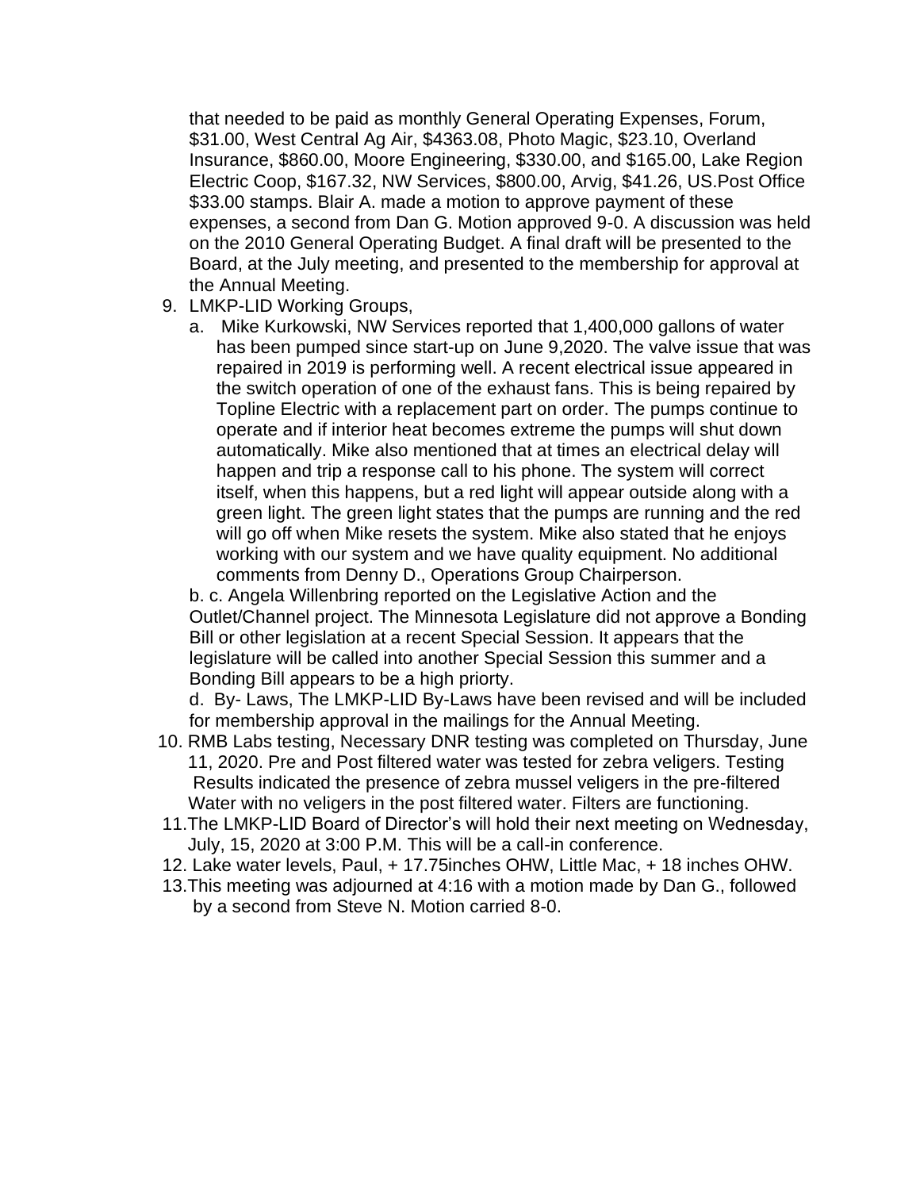that needed to be paid as monthly General Operating Expenses, Forum, $31.00, West Central Ag Air, $4363.08, Photo Magic, $23.10, Overland Insurance, $860.00, Moore Engineering, $330.00, and $165.00, Lake Region Electric Coop, $167.32, NW Services, $800.00, Arvig, $41.26, US.Post Office $33.00 stamps. Blair A. made a motion to approve payment of these expenses, a second from Dan G. Motion approved 9-0. A discussion was held on the 2010 General Operating Budget. A final draft will be presented to the Board, at the July meeting, and presented to the membership for approval at the Annual Meeting.

9. LMKP-LID Working Groups,
   a. Mike Kurkowski, NW Services reported that 1,400,000 gallons of water has been pumped since start-up on June 9,2020. The valve issue that was repaired in 2019 is performing well. A recent electrical issue appeared in the switch operation of one of the exhaust fans. This is being repaired by Topline Electric with a replacement part on order. The pumps continue to operate and if interior heat becomes extreme the pumps will shut down automatically. Mike also mentioned that at times an electrical delay will happen and trip a response call to his phone. The system will correct itself, when this happens, but a red light will appear outside along with a green light. The green light states that the pumps are running and the red will go off when Mike resets the system. Mike also stated that he enjoys working with our system and we have quality equipment. No additional comments from Denny D., Operations Group Chairperson.

   b. c. Angela Willenbring reported on the Legislative Action and the Outlet/Channel project. The Minnesota Legislature did not approve a Bonding Bill or other legislation at a recent Special Session. It appears that the legislature will be called into another Special Session this summer and a Bonding Bill appears to be a high priorty.

   d. By- Laws, The LMKP-LID By-Laws have been revised and will be included for membership approval in the mailings for the Annual Meeting.
10. RMB Labs testing, Necessary DNR testing was completed on Thursday, June 11, 2020. Pre and Post filtered water was tested for zebra veligers. Testing Results indicated the presence of zebra mussel veligers in the pre-filtered Water with no veligers in the post filtered water. Filters are functioning.
11. The LMKP-LID Board of Director's will hold their next meeting on Wednesday, July, 15, 2020 at 3:00 P.M. This will be a call-in conference.
12. Lake water levels, Paul, + 17.75inches OHW, Little Mac, + 18 inches OHW.
13. This meeting was adjourned at 4:16 with a motion made by Dan G., followed by a second from Steve N. Motion carried 8-0.